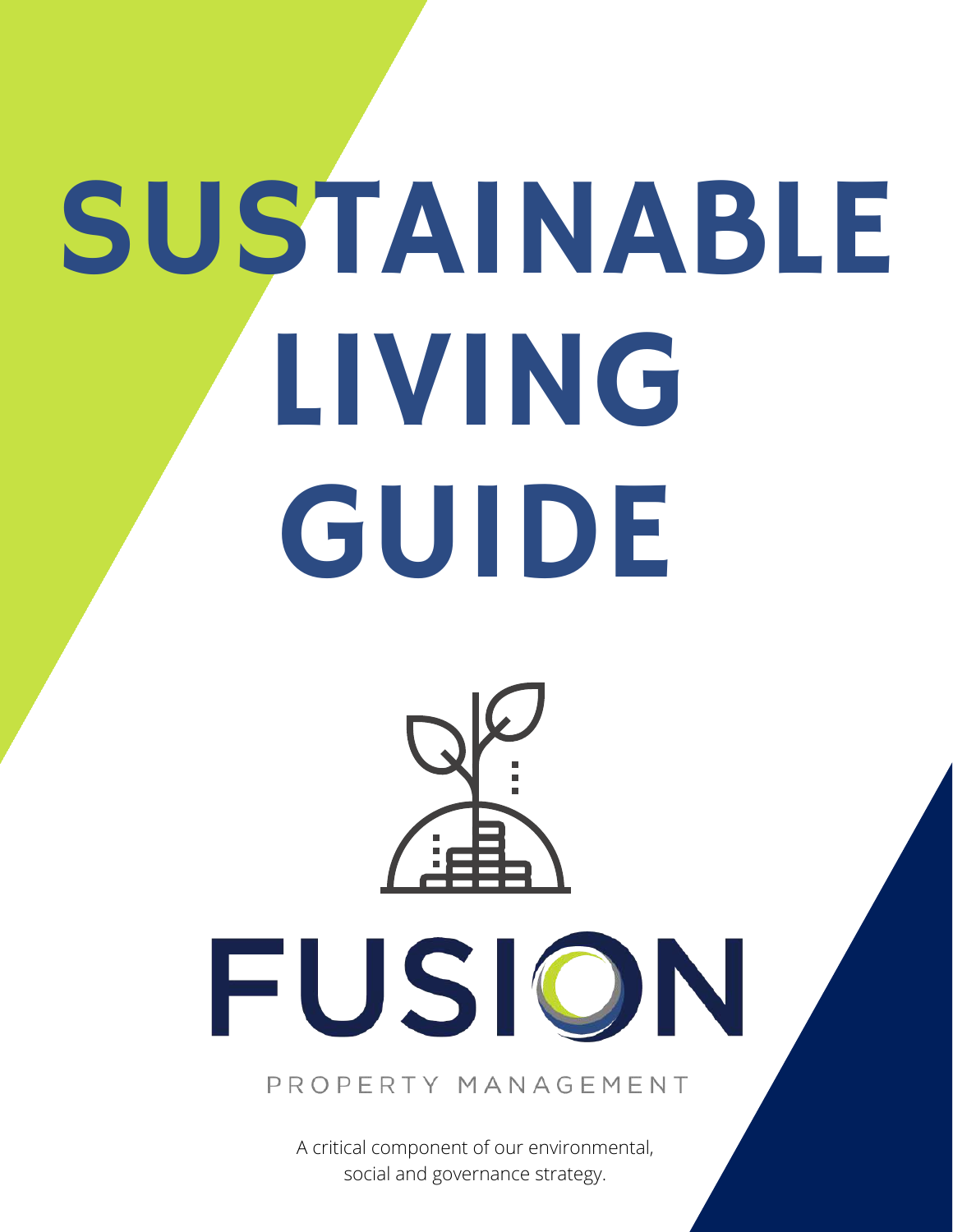# SUSTAINABLE LIVING GUIDE

FUSION

PROPERTY MANAGEMENT

A critical component of our environmental, social and governance strategy.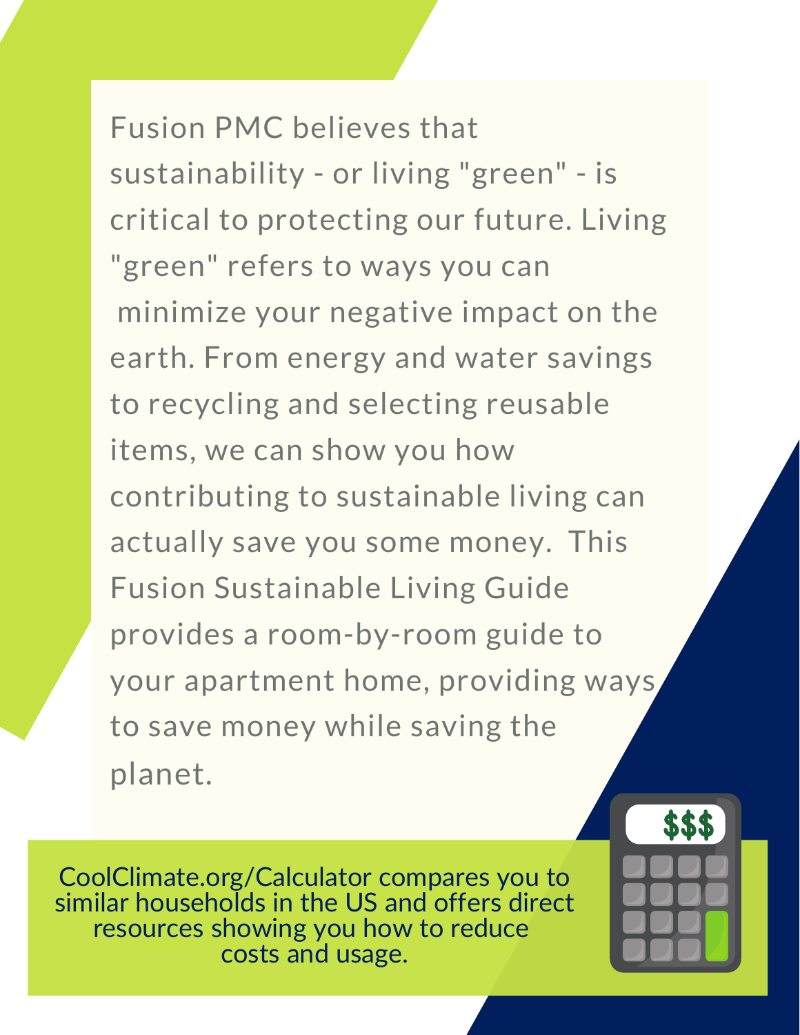Fusion PMC believes that sustainability - or living "green" - is critical to protecting our future. Living "green" refers to ways you can minimize your negative impact on the earth. From energy and water savings to recycling and selecting reusable items, we can show you how contributing to sustainable living can actually save you some money. This Fusion Sustainable Living Guide provides a room-by-room guide to your apartment home, providing ways to save money while saving the planet.

CoolClimate.org/Calculator compares you to similar households in the US and offers direct resources showing you how to reduce costs and usage.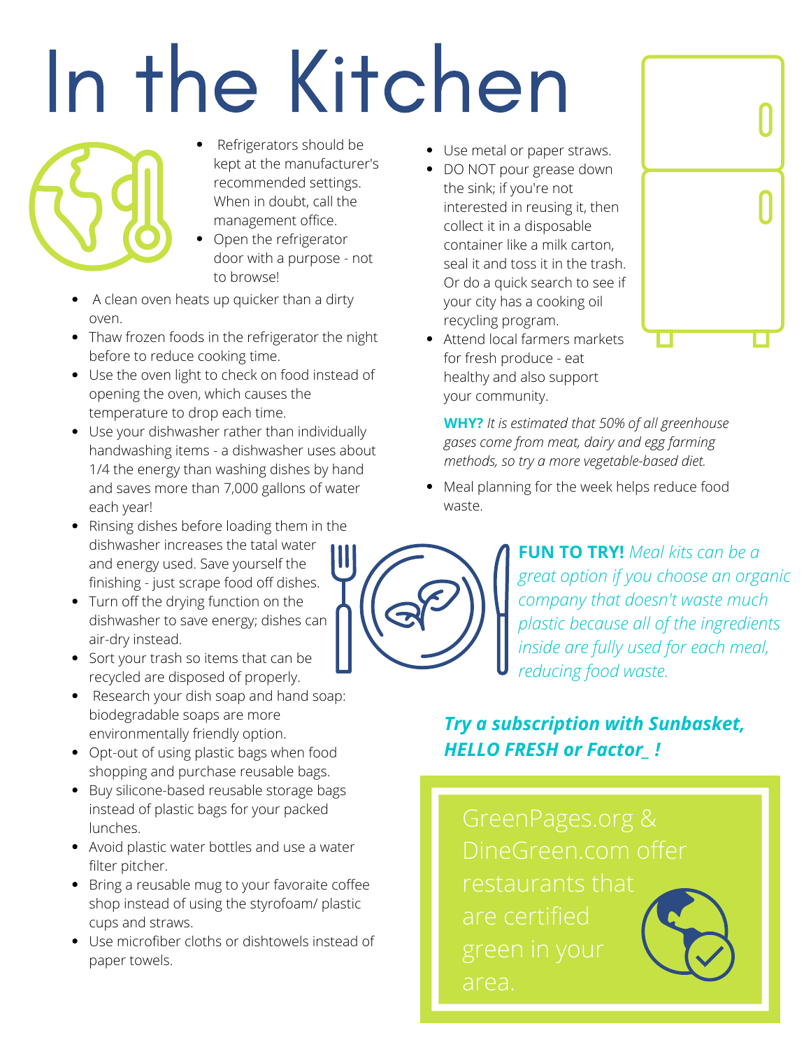# In the Kitchen

- Refrigerators should be kept at the manufacturer's recommended settings. When in doubt, call the management office.
- Open the refrigerator door with a purpose - not to browse!
- A clean oven heats up quicker than a dirty oven.
- Thaw frozen foods in the refrigerator the night before to reduce cooking time.
- Use the oven light to check on food instead of opening the oven, which causes the temperature to drop each time.
- Use your dishwasher rather than individually handwashing items - a dishwasher uses about 1/4 the energy than washing dishes by hand and saves more than 7,000 gallons of water each year!
- Rinsing dishes before loading them in the dishwasher increases the tatal water and energy used. Save yourself the finishing - just scrape food off dishes.
- Turn off the drying function on the dishwasher to save energy; dishes can air-dry instead.
- Sort your trash so items that can be recycled are disposed of properly.
- Research your dish soap and hand soap: biodegradable soaps are more environmentally friendly option.
- Opt-out of using plastic bags when food shopping and purchase reusable bags.
- Buy silicone-based reusable storage bags instead of plastic bags for your packed lunches.
- Avoid plastic water bottles and use a water filter pitcher.
- Bring a reusable mug to your favoraite coffee shop instead of using the styrofoam/ plastic cups and straws.
- Use microfiber cloths or dishtowels instead of paper towels.
- Use metal or paper straws.
- DO NOT pour grease down the sink; if you're not interested in reusing it, then collect it in a disposable container like a milk carton, seal it and toss it in the trash. Or do a quick search to see if your city has a cooking oil recycling program.
- Attend local farmers markets for fresh produce - eat healthy and also support your community.

**WHY?** *It is estimated that 50% of all greenhouse gases come from meat, dairy and egg farming methods, so try a more vegetable-based diet.*

- Meal planning for the week helps reduce food waste.

**FUN TO TRY!** *Meal kits can be a great option if you choose an organic company that doesn't waste much plastic because all of the ingredients inside are fully used for each meal, reducing food waste.*

***Try a subscription with Sunbasket, HELLO FRESH or Factor_ !***

GreenPages.org & DineGreen.com offer restaurants that are certified green in your area.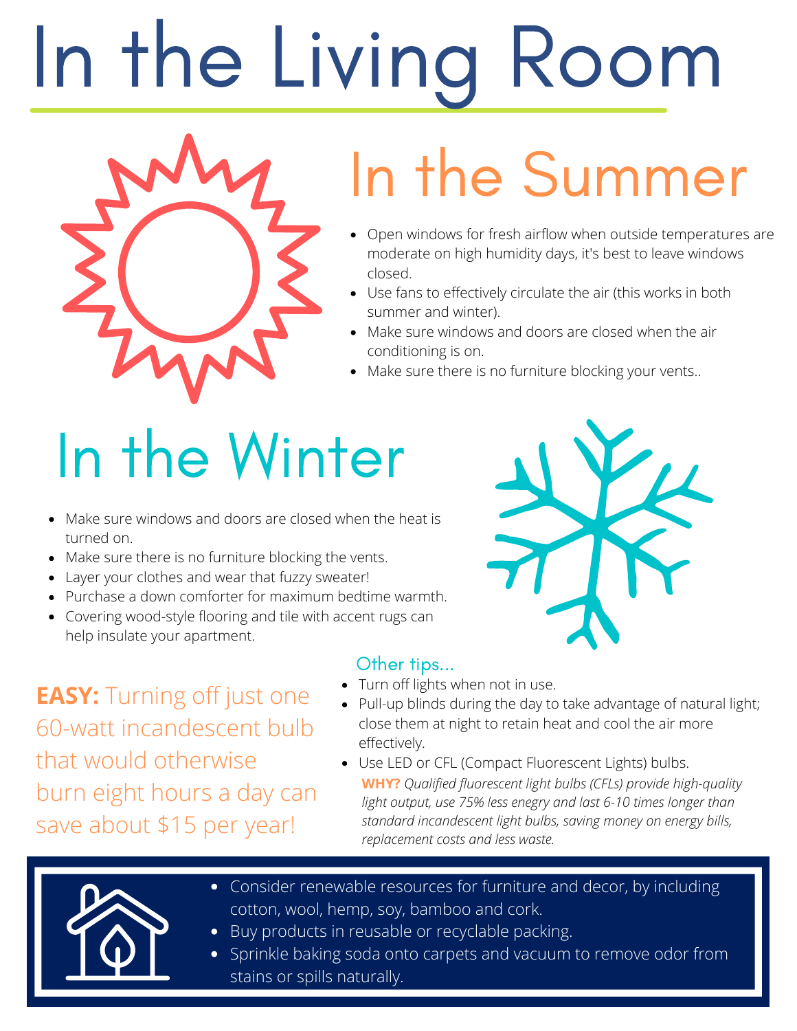# In the Living Room

## In the Summer

- Open windows for fresh airflow when outside temperatures are moderate on high humidity days, it's best to leave windows closed.
- Use fans to effectively circulate the air (this works in both summer and winter).
- Make sure windows and doors are closed when the air conditioning is on.
- Make sure there is no furniture blocking your vents..

## In the Winter

- Make sure windows and doors are closed when the heat is turned on.
- Make sure there is no furniture blocking the vents.
- Layer your clothes and wear that fuzzy sweater!
- Purchase a down comforter for maximum bedtime warmth.
- Covering wood-style flooring and tile with accent rugs can help insulate your apartment.

**EASY:** Turning off just one 60-watt incandescent bulb that would otherwise burn eight hours a day can save about $15 per year!

### Other tips...

- Turn off lights when not in use.
- Pull-up blinds during the day to take advantage of natural light; close them at night to retain heat and cool the air more effectively.
- Use LED or CFL (Compact Fluorescent Lights) bulbs.
  **WHY?** *Qualified fluorescent light bulbs (CFLs) provide high-quality light output, use 75% less enegry and last 6-10 times longer than standard incandescent light bulbs, saving money on energy bills, replacement costs and less waste.*

- Consider renewable resources for furniture and decor, by including cotton, wool, hemp, soy, bamboo and cork.
- Buy products in reusable or recyclable packing.
- Sprinkle baking soda onto carpets and vacuum to remove odor from stains or spills naturally.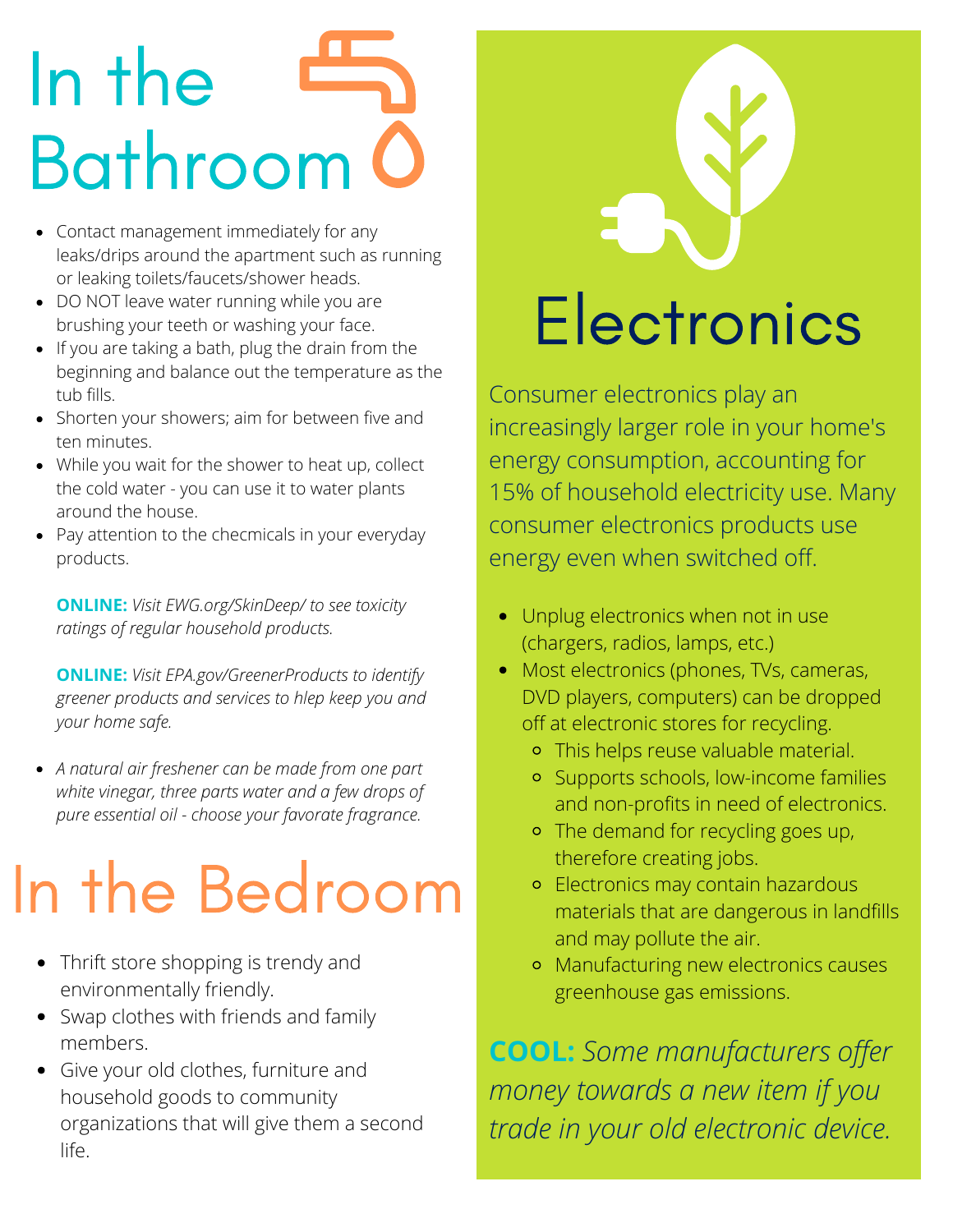# In the Bathroom

- Contact management immediately for any leaks/drips around the apartment such as running or leaking toilets/faucets/shower heads.
- DO NOT leave water running while you are brushing your teeth or washing your face.
- If you are taking a bath, plug the drain from the beginning and balance out the temperature as the tub fills.
- Shorten your showers; aim for between five and ten minutes.
- While you wait for the shower to heat up, collect the cold water - you can use it to water plants around the house.
- Pay attention to the checmicals in your everyday products.

  **ONLINE:** *Visit EWG.org/SkinDeep/ to see toxicity ratings of regular household products.*

  **ONLINE:** *Visit EPA.gov/GreenerProducts to identify greener products and services to hlep keep you and your home safe.*

- *A natural air freshener can be made from one part white vinegar, three parts water and a few drops of pure essential oil - choose your favorate fragrance.*

# In the Bedroom

- Thrift store shopping is trendy and environmentally friendly.
- Swap clothes with friends and family members.
- Give your old clothes, furniture and household goods to community organizations that will give them a second life.

# Electronics

Consumer electronics play an increasingly larger role in your home's energy consumption, accounting for 15% of household electricity use. Many consumer electronics products use energy even when switched off.

- Unplug electronics when not in use (chargers, radios, lamps, etc.)
- Most electronics (phones, TVs, cameras, DVD players, computers) can be dropped off at electronic stores for recycling.
  - This helps reuse valuable material.
  - Supports schools, low-income families and non-profits in need of electronics.
  - The demand for recycling goes up, therefore creating jobs.
  - Electronics may contain hazardous materials that are dangerous in landfills and may pollute the air.
  - Manufacturing new electronics causes greenhouse gas emissions.

**COOL:** *Some manufacturers offer money towards a new item if you trade in your old electronic device.*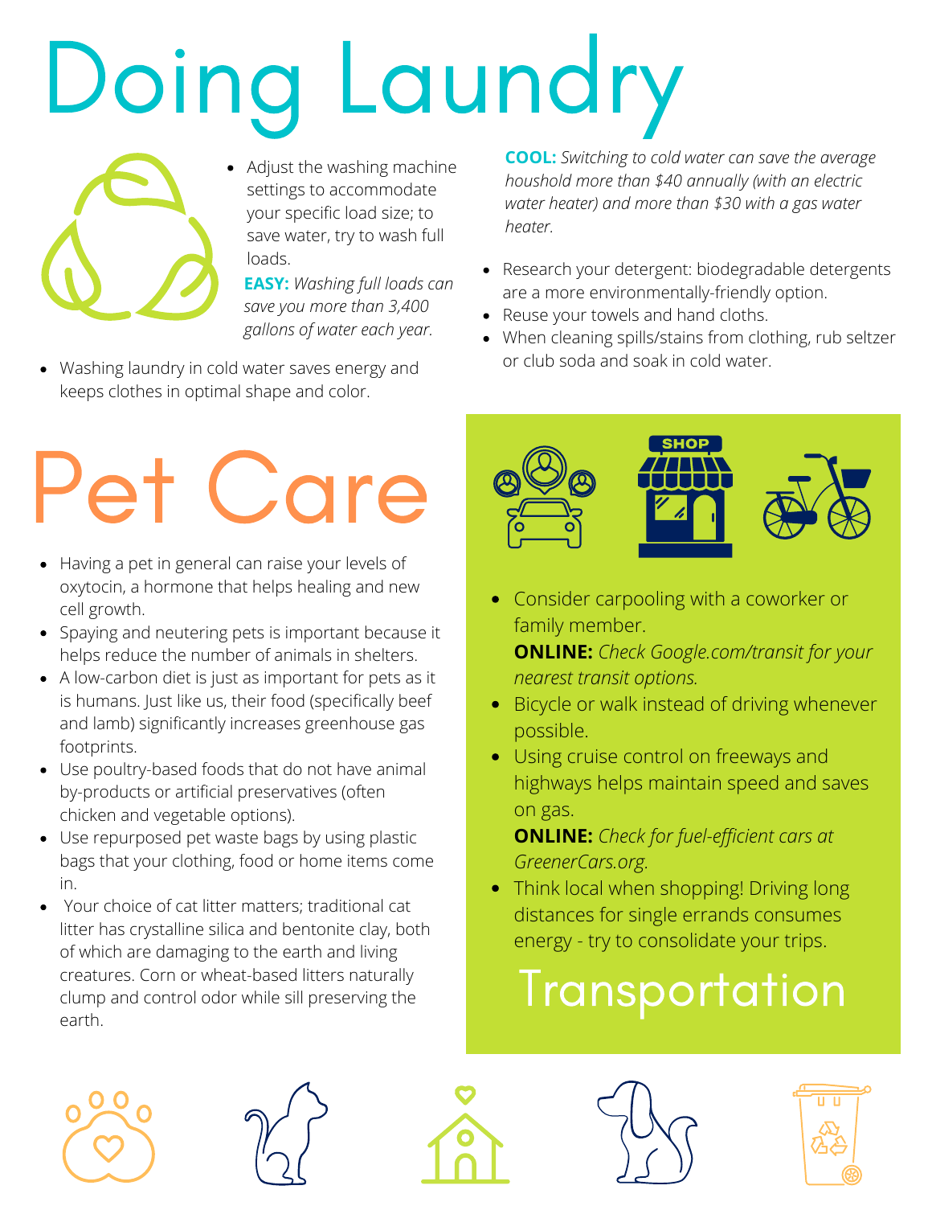# Doing Laundry

- Adjust the washing machine settings to accommodate your specific load size; to save water, try to wash full loads.

**EASY:** *Washing full loads can save you more than 3,400 gallons of water each year.*

- Washing laundry in cold water saves energy and keeps clothes in optimal shape and color.

**COOL:** *Switching to cold water can save the average houshold more than $40 annually (with an electric water heater) and more than $30 with a gas water heater.*

- Research your detergent: biodegradable detergents are a more environmentally-friendly option.
- Reuse your towels and hand cloths.
- When cleaning spills/stains from clothing, rub seltzer or club soda and soak in cold water.

# Pet Care

- Having a pet in general can raise your levels of oxytocin, a hormone that helps healing and new cell growth.
- Spaying and neutering pets is important because it helps reduce the number of animals in shelters.
- A low-carbon diet is just as important for pets as it is humans. Just like us, their food (specifically beef and lamb) significantly increases greenhouse gas footprints.
- Use poultry-based foods that do not have animal by-products or artificial preservatives (often chicken and vegetable options).
- Use repurposed pet waste bags by using plastic bags that your clothing, food or home items come in.
- Your choice of cat litter matters; traditional cat litter has crystalline silica and bentonite clay, both of which are damaging to the earth and living creatures. Corn or wheat-based litters naturally clump and control odor while sill preserving the earth.

# Transportation

- Consider carpooling with a coworker or family member.

  **ONLINE:** *Check Google.com/transit for your nearest transit options.*
- Bicycle or walk instead of driving whenever possible.
- Using cruise control on freeways and highways helps maintain speed and saves on gas.

  **ONLINE:** *Check for fuel-efficient cars at GreenerCars.org.*
- Think local when shopping! Driving long distances for single errands consumes energy - try to consolidate your trips.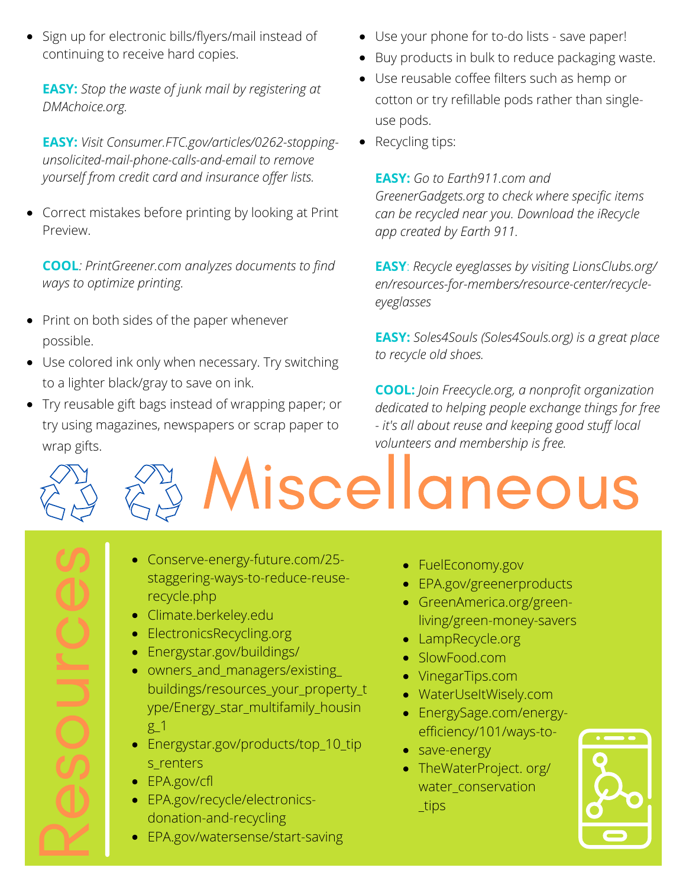- Sign up for electronic bills/flyers/mail instead of continuing to receive hard copies.

  **EASY:** *Stop the waste of junk mail by registering at DMAchoice.org.*

  **EASY:** *Visit Consumer.FTC.gov/articles/0262-stopping-unsolicited-mail-phone-calls-and-email to remove yourself from credit card and insurance offer lists.*

- Correct mistakes before printing by looking at Print Preview.

  **COOL**: *PrintGreener.com analyzes documents to find ways to optimize printing.*

- Print on both sides of the paper whenever possible.
- Use colored ink only when necessary. Try switching to a lighter black/gray to save on ink.
- Try reusable gift bags instead of wrapping paper; or try using magazines, newspapers or scrap paper to wrap gifts.
- Use your phone for to-do lists - save paper!
- Buy products in bulk to reduce packaging waste.
- Use reusable coffee filters such as hemp or cotton or try refillable pods rather than single-use pods.
- Recycling tips:

  **EASY:** *Go to Earth911.com and GreenerGadgets.org to check where specific items can be recycled near you. Download the iRecycle app created by Earth 911.*

  **EASY**: *Recycle eyeglasses by visiting LionsClubs.org/en/resources-for-members/resource-center/recycle-eyeglasses*

  **EASY:** *Soles4Souls (Soles4Souls.org) is a great place to recycle old shoes.*

  **COOL:** *Join Freecycle.org, a nonprofit organization dedicated to helping people exchange things for free - it's all about reuse and keeping good stuff local volunteers and membership is free.*

# Miscellaneous

## Resources

- Conserve-energy-future.com/25-staggering-ways-to-reduce-reuse-recycle.php
- Climate.berkeley.edu
- ElectronicsRecycling.org
- Energystar.gov/buildings/
- owners_and_managers/existing_buildings/resources_your_property_type/Energy_star_multifamily_housing_1
- Energystar.gov/products/top_10_tips_renters
- EPA.gov/cfl
- EPA.gov/recycle/electronics-donation-and-recycling
- EPA.gov/watersense/start-saving
- FuelEconomy.gov
- EPA.gov/greenerproducts
- GreenAmerica.org/green-living/green-money-savers
- LampRecycle.org
- SlowFood.com
- VinegarTips.com
- WaterUseItWisely.com
- EnergySage.com/energy-efficiency/101/ways-to-
- save-energy
- TheWaterProject. org/water_conservation_tips